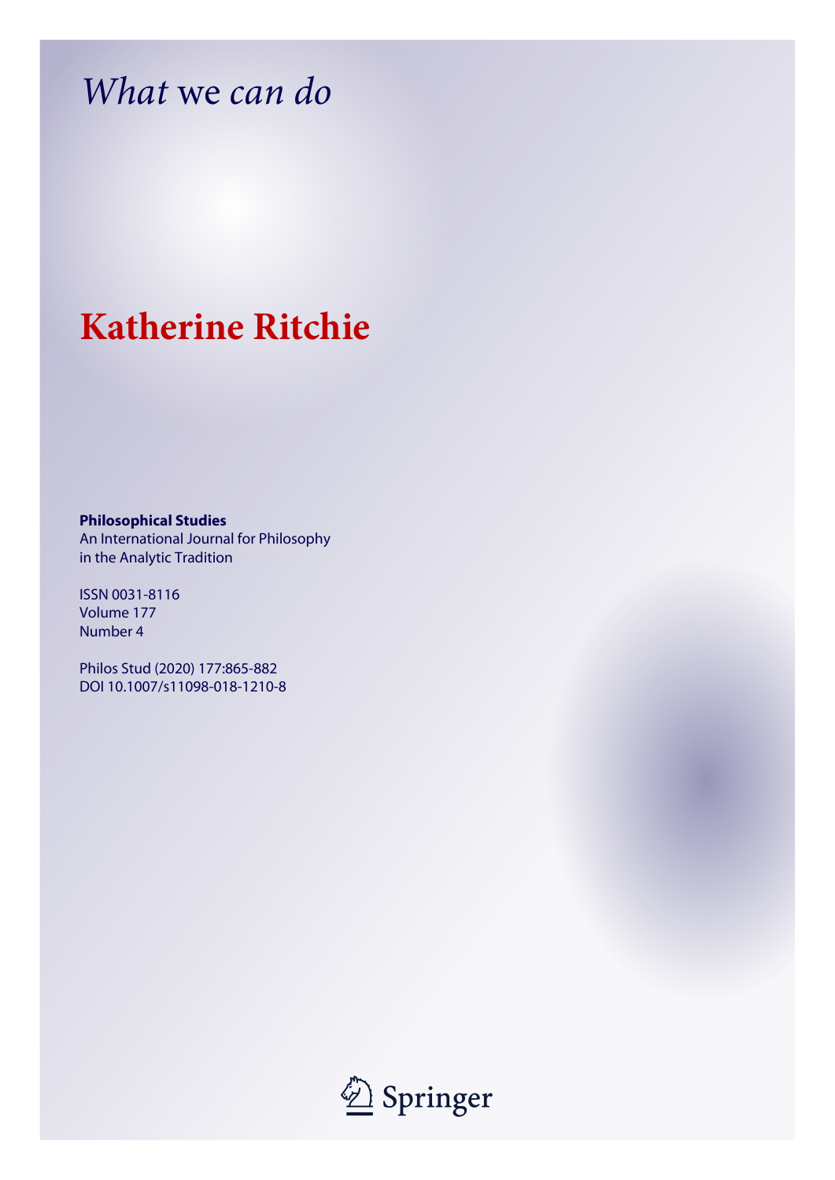# *What we can do*

## Katherine Ritchie

**Philosophical Studies**
An International Journal for Philosophy in the Analytic Tradition

ISSN 0031-8116
Volume 177
Number 4

Philos Stud (2020) 177:865-882
DOI 10.1007/s11098-018-1210-8

Springer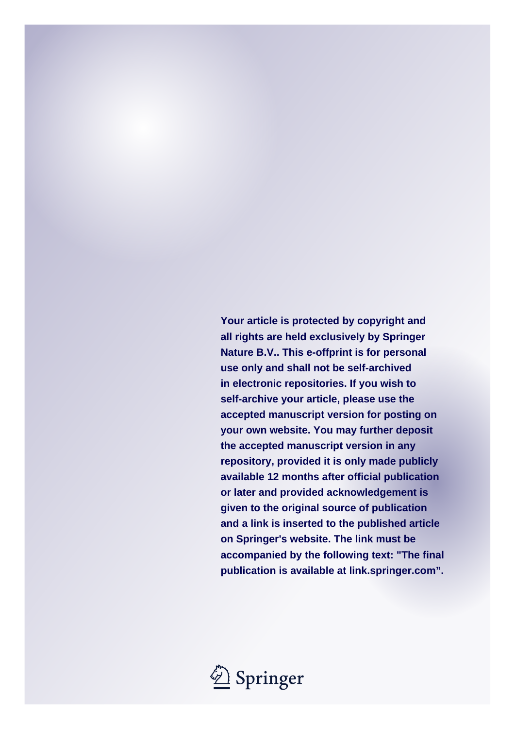**Your article is protected by copyright and all rights are held exclusively by Springer Nature B.V.. This e-offprint is for personal use only and shall not be self-archived in electronic repositories. If you wish to self-archive your article, please use the accepted manuscript version for posting on your own website. You may further deposit the accepted manuscript version in any repository, provided it is only made publicly available 12 months after official publication or later and provided acknowledgement is given to the original source of publication and a link is inserted to the published article on Springer's website. The link must be accompanied by the following text: "The final publication is available at link.springer.com".**

Springer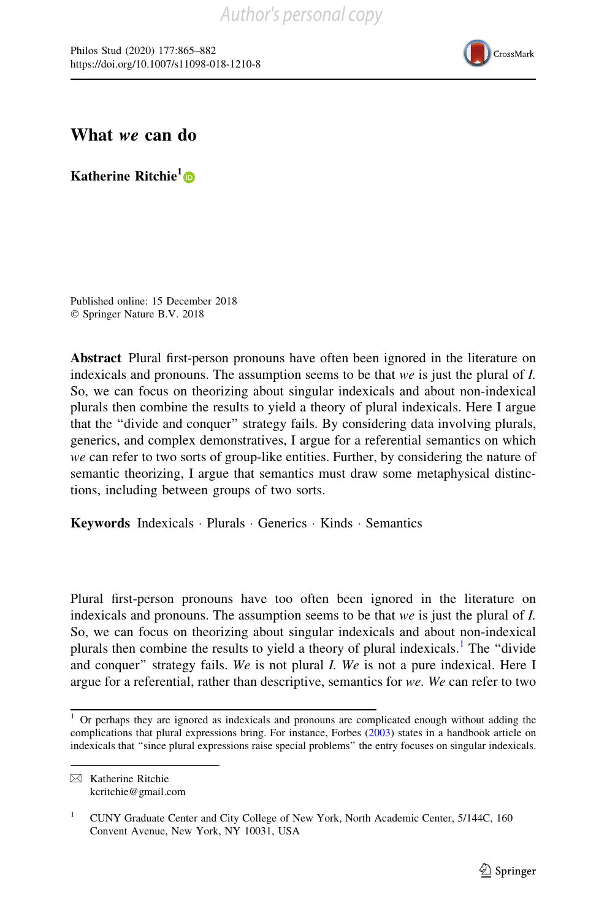# What *we* can do

**Katherine Ritchie**[1]

Published online: 15 December 2018
© Springer Nature B.V. 2018

**Abstract** Plural first-person pronouns have often been ignored in the literature on indexicals and pronouns. The assumption seems to be that *we* is just the plural of *I*. So, we can focus on theorizing about singular indexicals and about non-indexical plurals then combine the results to yield a theory of plural indexicals. Here I argue that the "divide and conquer" strategy fails. By considering data involving plurals, generics, and complex demonstratives, I argue for a referential semantics on which *we* can refer to two sorts of group-like entities. Further, by considering the nature of semantic theorizing, I argue that semantics must draw some metaphysical distinctions, including between groups of two sorts.

**Keywords** Indexicals · Plurals · Generics · Kinds · Semantics

Plural first-person pronouns have too often been ignored in the literature on indexicals and pronouns. The assumption seems to be that *we* is just the plural of *I*. So, we can focus on theorizing about singular indexicals and about non-indexical plurals then combine the results to yield a theory of plural indexicals.[1] The "divide and conquer" strategy fails. *We* is not plural *I*. *We* is not a pure indexical. Here I argue for a referential, rather than descriptive, semantics for *we*. *We* can refer to two

---

[1] Or perhaps they are ignored as indexicals and pronouns are complicated enough without adding the complications that plural expressions bring. For instance, Forbes (2003) states in a handbook article on indexicals that "since plural expressions raise special problems" the entry focuses on singular indexicals.

---

✉ Katherine Ritchie
kcritchie@gmail.com

[1] CUNY Graduate Center and City College of New York, North Academic Center, 5/144C, 160 Convent Avenue, New York, NY 10031, USA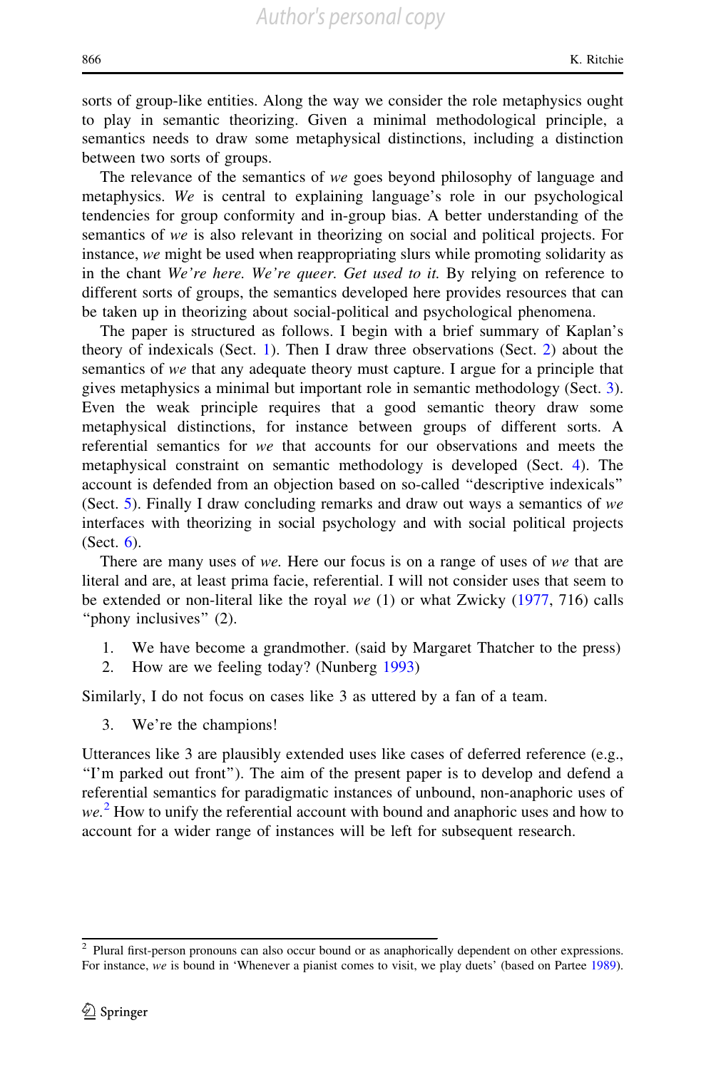sorts of group-like entities. Along the way we consider the role metaphysics ought to play in semantic theorizing. Given a minimal methodological principle, a semantics needs to draw some metaphysical distinctions, including a distinction between two sorts of groups.

The relevance of the semantics of *we* goes beyond philosophy of language and metaphysics. *We* is central to explaining language's role in our psychological tendencies for group conformity and in-group bias. A better understanding of the semantics of *we* is also relevant in theorizing on social and political projects. For instance, *we* might be used when reappropriating slurs while promoting solidarity as in the chant *We're here. We're queer. Get used to it.* By relying on reference to different sorts of groups, the semantics developed here provides resources that can be taken up in theorizing about social-political and psychological phenomena.

The paper is structured as follows. I begin with a brief summary of Kaplan's theory of indexicals (Sect. 1). Then I draw three observations (Sect. 2) about the semantics of *we* that any adequate theory must capture. I argue for a principle that gives metaphysics a minimal but important role in semantic methodology (Sect. 3). Even the weak principle requires that a good semantic theory draw some metaphysical distinctions, for instance between groups of different sorts. A referential semantics for *we* that accounts for our observations and meets the metaphysical constraint on semantic methodology is developed (Sect. 4). The account is defended from an objection based on so-called "descriptive indexicals" (Sect. 5). Finally I draw concluding remarks and draw out ways a semantics of *we* interfaces with theorizing in social psychology and with social political projects (Sect. 6).

There are many uses of *we*. Here our focus is on a range of uses of *we* that are literal and are, at least prima facie, referential. I will not consider uses that seem to be extended or non-literal like the royal *we* (1) or what Zwicky (1977, 716) calls "phony inclusives" (2).

1. We have become a grandmother. (said by Margaret Thatcher to the press)
2. How are we feeling today? (Nunberg 1993)

Similarly, I do not focus on cases like 3 as uttered by a fan of a team.

3. We're the champions!

Utterances like 3 are plausibly extended uses like cases of deferred reference (e.g., "I'm parked out front"). The aim of the present paper is to develop and defend a referential semantics for paradigmatic instances of unbound, non-anaphoric uses of *we*.[2] How to unify the referential account with bound and anaphoric uses and how to account for a wider range of instances will be left for subsequent research.

---

[2] Plural first-person pronouns can also occur bound or as anaphorically dependent on other expressions. For instance, *we* is bound in 'Whenever a pianist comes to visit, we play duets' (based on Partee 1989).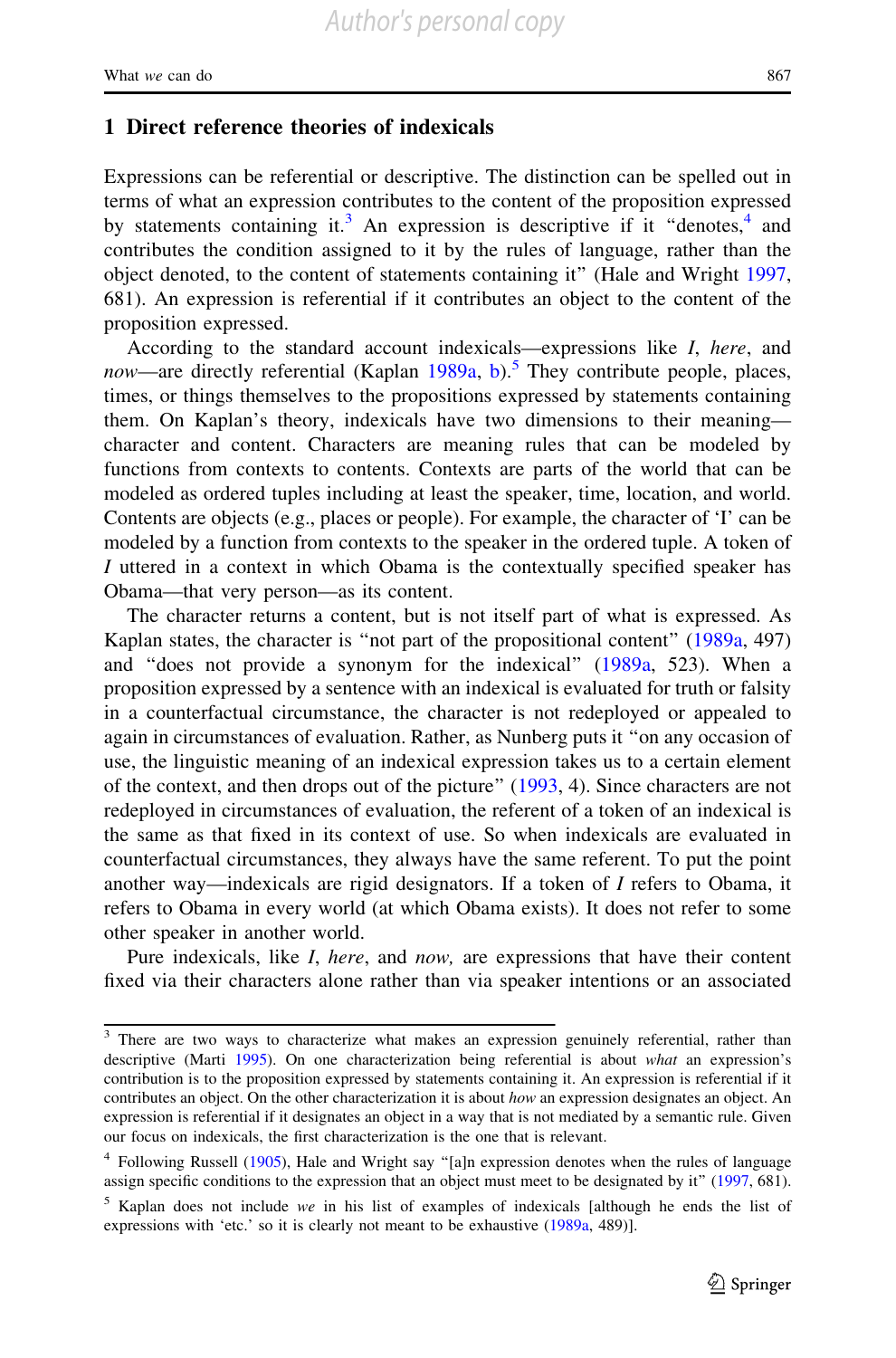## 1 Direct reference theories of indexicals

Expressions can be referential or descriptive. The distinction can be spelled out in terms of what an expression contributes to the content of the proposition expressed by statements containing it.[3] An expression is descriptive if it "denotes,[4] and contributes the condition assigned to it by the rules of language, rather than the object denoted, to the content of statements containing it" (Hale and Wright 1997, 681). An expression is referential if it contributes an object to the content of the proposition expressed.

According to the standard account indexicals—expressions like *I*, *here*, and *now*—are directly referential (Kaplan 1989a, b).[5] They contribute people, places, times, or things themselves to the propositions expressed by statements containing them. On Kaplan's theory, indexicals have two dimensions to their meaning—character and content. Characters are meaning rules that can be modeled by functions from contexts to contents. Contexts are parts of the world that can be modeled as ordered tuples including at least the speaker, time, location, and world. Contents are objects (e.g., places or people). For example, the character of 'I' can be modeled by a function from contexts to the speaker in the ordered tuple. A token of *I* uttered in a context in which Obama is the contextually specified speaker has Obama—that very person—as its content.

The character returns a content, but is not itself part of what is expressed. As Kaplan states, the character is "not part of the propositional content" (1989a, 497) and "does not provide a synonym for the indexical" (1989a, 523). When a proposition expressed by a sentence with an indexical is evaluated for truth or falsity in a counterfactual circumstance, the character is not redeployed or appealed to again in circumstances of evaluation. Rather, as Nunberg puts it "on any occasion of use, the linguistic meaning of an indexical expression takes us to a certain element of the context, and then drops out of the picture" (1993, 4). Since characters are not redeployed in circumstances of evaluation, the referent of a token of an indexical is the same as that fixed in its context of use. So when indexicals are evaluated in counterfactual circumstances, they always have the same referent. To put the point another way—indexicals are rigid designators. If a token of *I* refers to Obama, it refers to Obama in every world (at which Obama exists). It does not refer to some other speaker in another world.

Pure indexicals, like *I*, *here*, and *now*, are expressions that have their content fixed via their characters alone rather than via speaker intentions or an associated

[3] There are two ways to characterize what makes an expression genuinely referential, rather than descriptive (Marti 1995). On one characterization being referential is about *what* an expression's contribution is to the proposition expressed by statements containing it. An expression is referential if it contributes an object. On the other characterization it is about *how* an expression designates an object. An expression is referential if it designates an object in a way that is not mediated by a semantic rule. Given our focus on indexicals, the first characterization is the one that is relevant.

[4] Following Russell (1905), Hale and Wright say "[a]n expression denotes when the rules of language assign specific conditions to the expression that an object must meet to be designated by it" (1997, 681).

[5] Kaplan does not include *we* in his list of examples of indexicals [although he ends the list of expressions with 'etc.' so it is clearly not meant to be exhaustive (1989a, 489)].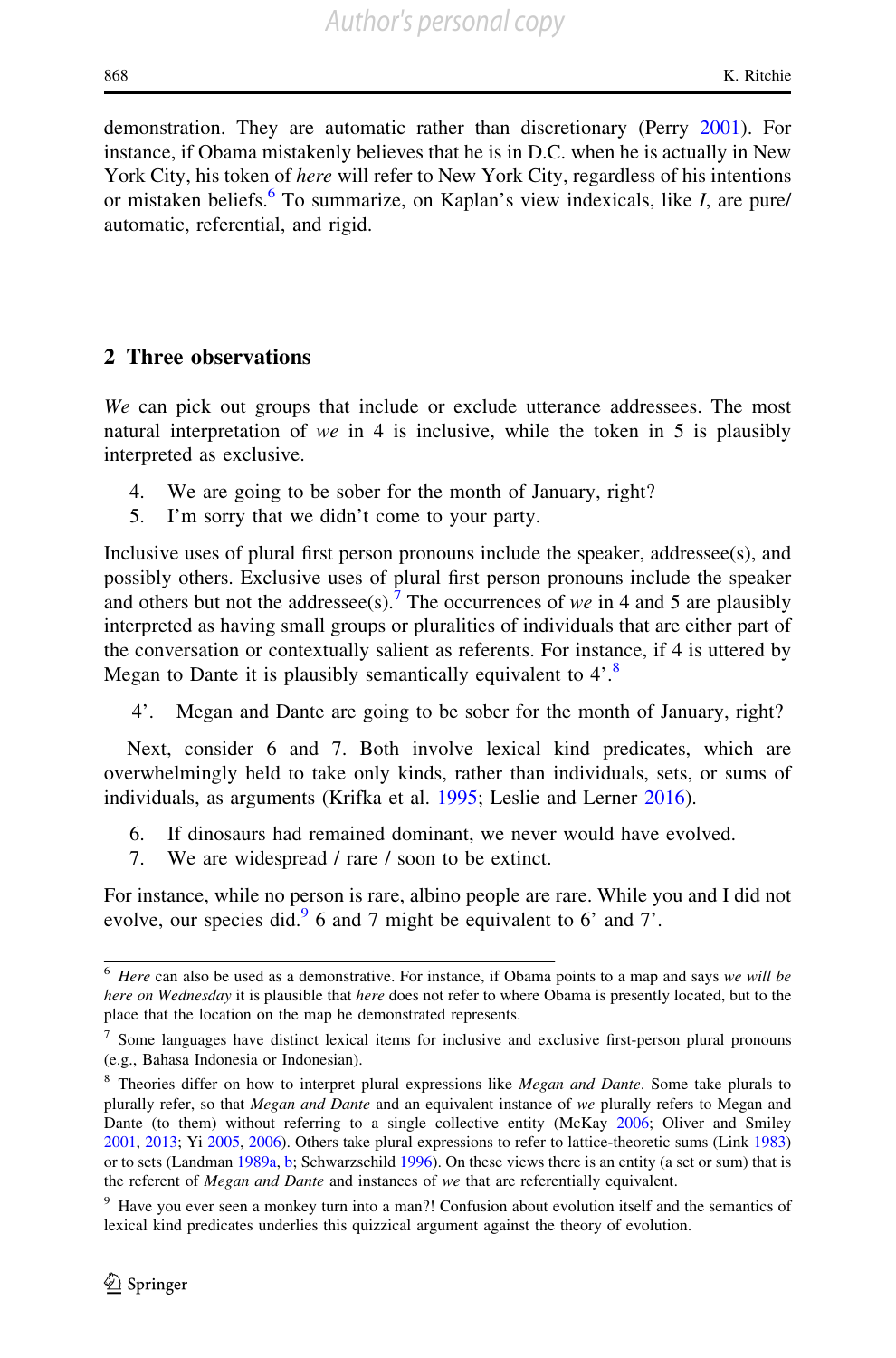demonstration. They are automatic rather than discretionary (Perry 2001). For instance, if Obama mistakenly believes that he is in D.C. when he is actually in New York City, his token of *here* will refer to New York City, regardless of his intentions or mistaken beliefs.[6] To summarize, on Kaplan's view indexicals, like *I*, are pure/automatic, referential, and rigid.

## 2 Three observations

*We* can pick out groups that include or exclude utterance addressees. The most natural interpretation of *we* in 4 is inclusive, while the token in 5 is plausibly interpreted as exclusive.

4. We are going to be sober for the month of January, right?
5. I'm sorry that we didn't come to your party.

Inclusive uses of plural first person pronouns include the speaker, addressee(s), and possibly others. Exclusive uses of plural first person pronouns include the speaker and others but not the addressee(s).[7] The occurrences of *we* in 4 and 5 are plausibly interpreted as having small groups or pluralities of individuals that are either part of the conversation or contextually salient as referents. For instance, if 4 is uttered by Megan to Dante it is plausibly semantically equivalent to 4'.[8]

4'. Megan and Dante are going to be sober for the month of January, right?

Next, consider 6 and 7. Both involve lexical kind predicates, which are overwhelmingly held to take only kinds, rather than individuals, sets, or sums of individuals, as arguments (Krifka et al. 1995; Leslie and Lerner 2016).

6. If dinosaurs had remained dominant, we never would have evolved.
7. We are widespread / rare / soon to be extinct.

For instance, while no person is rare, albino people are rare. While you and I did not evolve, our species did.[9] 6 and 7 might be equivalent to 6' and 7'.

---

[6] *Here* can also be used as a demonstrative. For instance, if Obama points to a map and says *we will be here on Wednesday* it is plausible that *here* does not refer to where Obama is presently located, but to the place that the location on the map he demonstrated represents.

[7] Some languages have distinct lexical items for inclusive and exclusive first-person plural pronouns (e.g., Bahasa Indonesia or Indonesian).

[8] Theories differ on how to interpret plural expressions like *Megan and Dante*. Some take plurals to plurally refer, so that *Megan and Dante* and an equivalent instance of *we* plurally refers to Megan and Dante (to them) without referring to a single collective entity (McKay 2006; Oliver and Smiley 2001, 2013; Yi 2005, 2006). Others take plural expressions to refer to lattice-theoretic sums (Link 1983) or to sets (Landman 1989a, b; Schwarzschild 1996). On these views there is an entity (a set or sum) that is the referent of *Megan and Dante* and instances of *we* that are referentially equivalent.

[9] Have you ever seen a monkey turn into a man?! Confusion about evolution itself and the semantics of lexical kind predicates underlies this quizzical argument against the theory of evolution.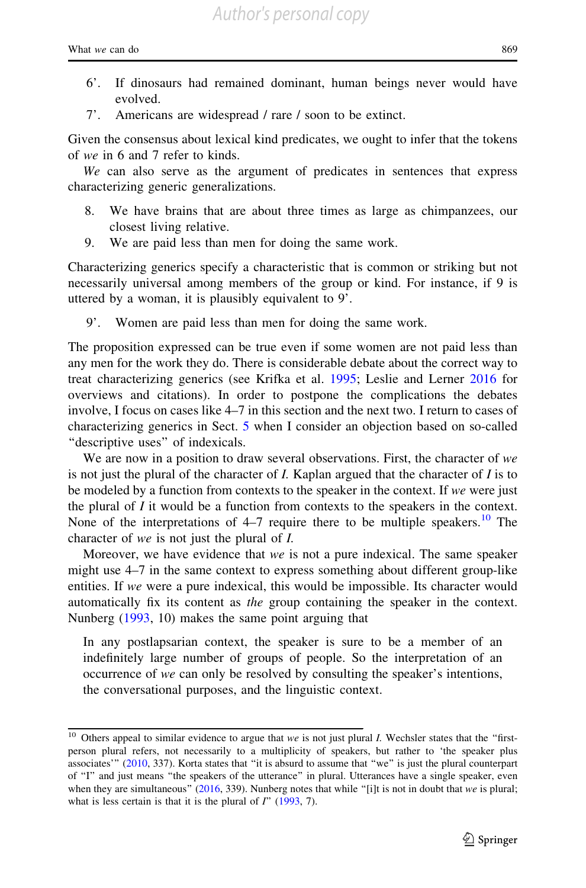6'. If dinosaurs had remained dominant, human beings never would have evolved.

7'. Americans are widespread / rare / soon to be extinct.

Given the consensus about lexical kind predicates, we ought to infer that the tokens of *we* in 6 and 7 refer to kinds.

*We* can also serve as the argument of predicates in sentences that express characterizing generic generalizations.

8. We have brains that are about three times as large as chimpanzees, our closest living relative.

9. We are paid less than men for doing the same work.

Characterizing generics specify a characteristic that is common or striking but not necessarily universal among members of the group or kind. For instance, if 9 is uttered by a woman, it is plausibly equivalent to 9'.

9'. Women are paid less than men for doing the same work.

The proposition expressed can be true even if some women are not paid less than any men for the work they do. There is considerable debate about the correct way to treat characterizing generics (see Krifka et al. 1995; Leslie and Lerner 2016 for overviews and citations). In order to postpone the complications the debates involve, I focus on cases like 4–7 in this section and the next two. I return to cases of characterizing generics in Sect. 5 when I consider an objection based on so-called "descriptive uses" of indexicals.

We are now in a position to draw several observations. First, the character of *we* is not just the plural of the character of *I*. Kaplan argued that the character of *I* is to be modeled by a function from contexts to the speaker in the context. If *we* were just the plural of *I* it would be a function from contexts to the speakers in the context. None of the interpretations of 4–7 require there to be multiple speakers.[10] The character of *we* is not just the plural of *I*.

Moreover, we have evidence that *we* is not a pure indexical. The same speaker might use 4–7 in the same context to express something about different group-like entities. If *we* were a pure indexical, this would be impossible. Its character would automatically fix its content as *the* group containing the speaker in the context. Nunberg (1993, 10) makes the same point arguing that

> In any postlapsarian context, the speaker is sure to be a member of an indefinitely large number of groups of people. So the interpretation of an occurrence of *we* can only be resolved by consulting the speaker's intentions, the conversational purposes, and the linguistic context.

---

[10] Others appeal to similar evidence to argue that *we* is not just plural *I*. Wechsler states that the "first-person plural refers, not necessarily to a multiplicity of speakers, but rather to 'the speaker plus associates'" (2010, 337). Korta states that "it is absurd to assume that "we" is just the plural counterpart of "I" and just means "the speakers of the utterance" in plural. Utterances have a single speaker, even when they are simultaneous" (2016, 339). Nunberg notes that while "[i]t is not in doubt that *we* is plural; what is less certain is that it is the plural of *I*" (1993, 7).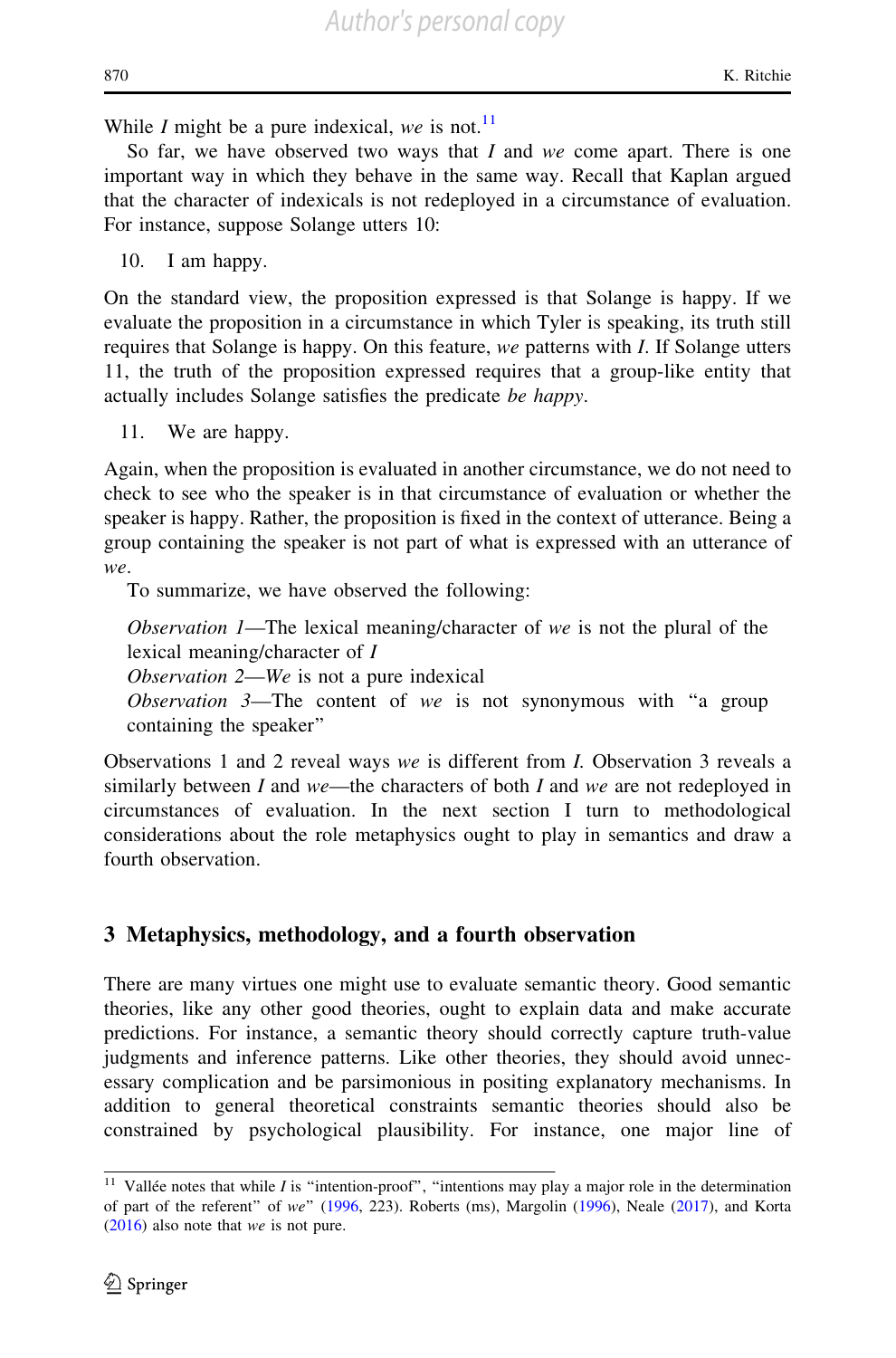While *I* might be a pure indexical, *we* is not.[11]

So far, we have observed two ways that *I* and *we* come apart. There is one important way in which they behave in the same way. Recall that Kaplan argued that the character of indexicals is not redeployed in a circumstance of evaluation. For instance, suppose Solange utters 10:

10. I am happy.

On the standard view, the proposition expressed is that Solange is happy. If we evaluate the proposition in a circumstance in which Tyler is speaking, its truth still requires that Solange is happy. On this feature, *we* patterns with *I*. If Solange utters 11, the truth of the proposition expressed requires that a group-like entity that actually includes Solange satisfies the predicate *be happy*.

11. We are happy.

Again, when the proposition is evaluated in another circumstance, we do not need to check to see who the speaker is in that circumstance of evaluation or whether the speaker is happy. Rather, the proposition is fixed in the context of utterance. Being a group containing the speaker is not part of what is expressed with an utterance of *we*.

To summarize, we have observed the following:

*Observation 1*—The lexical meaning/character of *we* is not the plural of the lexical meaning/character of *I*
*Observation 2*—*We* is not a pure indexical
*Observation 3*—The content of *we* is not synonymous with "a group containing the speaker"

Observations 1 and 2 reveal ways *we* is different from *I*. Observation 3 reveals a similarly between *I* and *we*—the characters of both *I* and *we* are not redeployed in circumstances of evaluation. In the next section I turn to methodological considerations about the role metaphysics ought to play in semantics and draw a fourth observation.

## 3 Metaphysics, methodology, and a fourth observation

There are many virtues one might use to evaluate semantic theory. Good semantic theories, like any other good theories, ought to explain data and make accurate predictions. For instance, a semantic theory should correctly capture truth-value judgments and inference patterns. Like other theories, they should avoid unnecessary complication and be parsimonious in positing explanatory mechanisms. In addition to general theoretical constraints semantic theories should also be constrained by psychological plausibility. For instance, one major line of

[11] Vallée notes that while *I* is "intention-proof", "intentions may play a major role in the determination of part of the referent" of *we*" (1996, 223). Roberts (ms), Margolin (1996), Neale (2017), and Korta (2016) also note that *we* is not pure.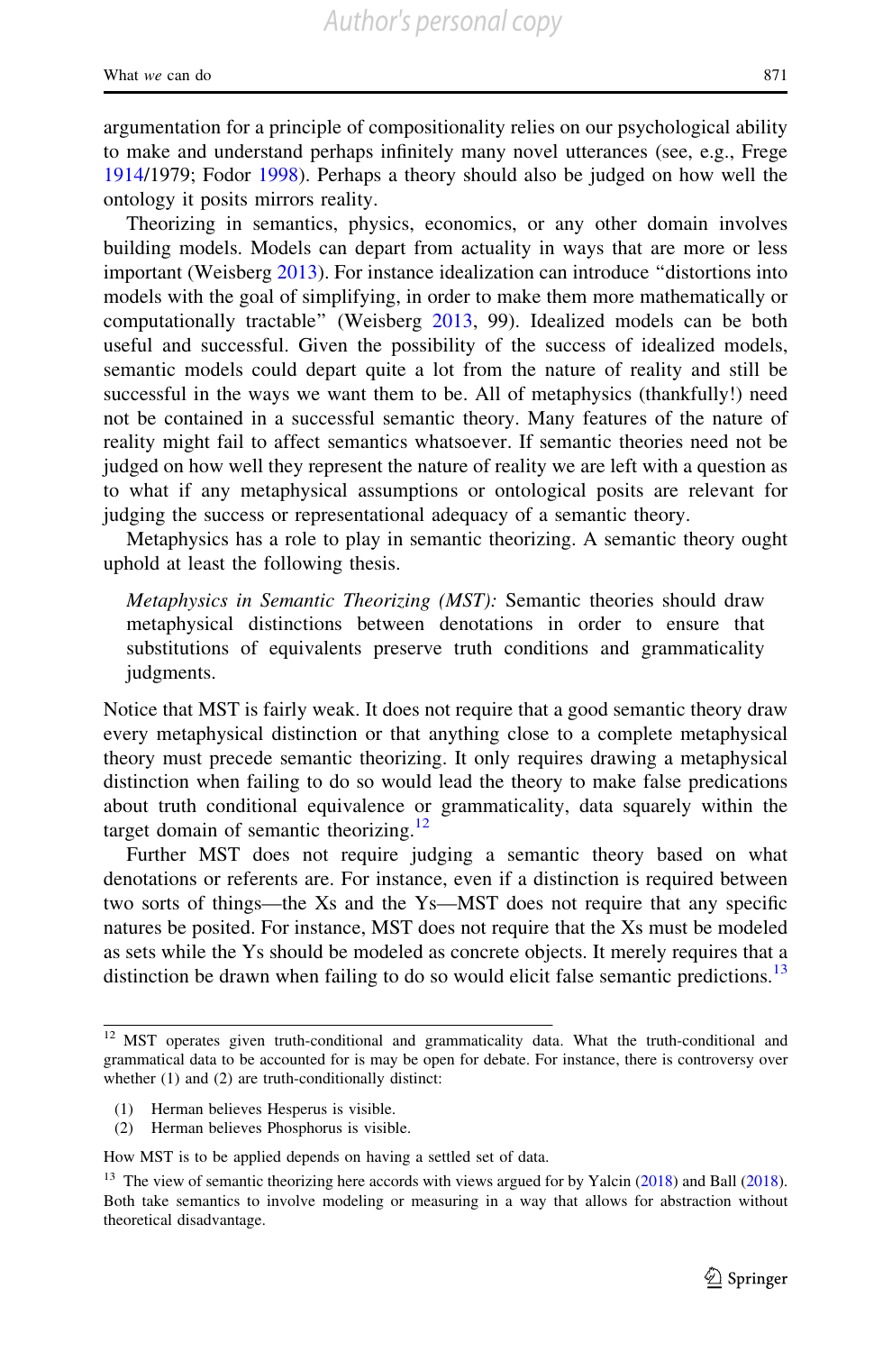argumentation for a principle of compositionality relies on our psychological ability to make and understand perhaps infinitely many novel utterances (see, e.g., Frege 1914/1979; Fodor 1998). Perhaps a theory should also be judged on how well the ontology it posits mirrors reality.

Theorizing in semantics, physics, economics, or any other domain involves building models. Models can depart from actuality in ways that are more or less important (Weisberg 2013). For instance idealization can introduce "distortions into models with the goal of simplifying, in order to make them more mathematically or computationally tractable" (Weisberg 2013, 99). Idealized models can be both useful and successful. Given the possibility of the success of idealized models, semantic models could depart quite a lot from the nature of reality and still be successful in the ways we want them to be. All of metaphysics (thankfully!) need not be contained in a successful semantic theory. Many features of the nature of reality might fail to affect semantics whatsoever. If semantic theories need not be judged on how well they represent the nature of reality we are left with a question as to what if any metaphysical assumptions or ontological posits are relevant for judging the success or representational adequacy of a semantic theory.

Metaphysics has a role to play in semantic theorizing. A semantic theory ought uphold at least the following thesis.

> *Metaphysics in Semantic Theorizing (MST):* Semantic theories should draw metaphysical distinctions between denotations in order to ensure that substitutions of equivalents preserve truth conditions and grammaticality judgments.

Notice that MST is fairly weak. It does not require that a good semantic theory draw every metaphysical distinction or that anything close to a complete metaphysical theory must precede semantic theorizing. It only requires drawing a metaphysical distinction when failing to do so would lead the theory to make false predications about truth conditional equivalence or grammaticality, data squarely within the target domain of semantic theorizing.[12]

Further MST does not require judging a semantic theory based on what denotations or referents are. For instance, even if a distinction is required between two sorts of things—the Xs and the Ys—MST does not require that any specific natures be posited. For instance, MST does not require that the Xs must be modeled as sets while the Ys should be modeled as concrete objects. It merely requires that a distinction be drawn when failing to do so would elicit false semantic predictions.[13]

---

[12] MST operates given truth-conditional and grammaticality data. What the truth-conditional and grammatical data to be accounted for is may be open for debate. For instance, there is controversy over whether (1) and (2) are truth-conditionally distinct:

(1) Herman believes Hesperus is visible.
(2) Herman believes Phosphorus is visible.

How MST is to be applied depends on having a settled set of data.

[13] The view of semantic theorizing here accords with views argued for by Yalcin (2018) and Ball (2018). Both take semantics to involve modeling or measuring in a way that allows for abstraction without theoretical disadvantage.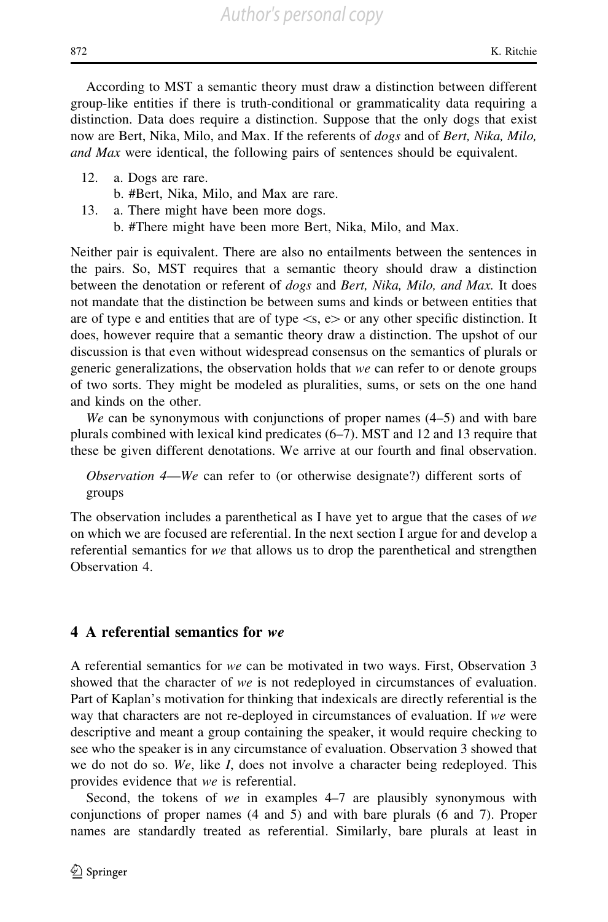According to MST a semantic theory must draw a distinction between different group-like entities if there is truth-conditional or grammaticality data requiring a distinction. Data does require a distinction. Suppose that the only dogs that exist now are Bert, Nika, Milo, and Max. If the referents of *dogs* and of *Bert, Nika, Milo, and Max* were identical, the following pairs of sentences should be equivalent.

12. a. Dogs are rare.
    b. #Bert, Nika, Milo, and Max are rare.
13. a. There might have been more dogs.
    b. #There might have been more Bert, Nika, Milo, and Max.

Neither pair is equivalent. There are also no entailments between the sentences in the pairs. So, MST requires that a semantic theory should draw a distinction between the denotation or referent of *dogs* and *Bert, Nika, Milo, and Max.* It does not mandate that the distinction be between sums and kinds or between entities that are of type e and entities that are of type <s, e> or any other specific distinction. It does, however require that a semantic theory draw a distinction. The upshot of our discussion is that even without widespread consensus on the semantics of plurals or generic generalizations, the observation holds that *we* can refer to or denote groups of two sorts. They might be modeled as pluralities, sums, or sets on the one hand and kinds on the other.

*We* can be synonymous with conjunctions of proper names (4–5) and with bare plurals combined with lexical kind predicates (6–7). MST and 12 and 13 require that these be given different denotations. We arrive at our fourth and final observation.

> *Observation 4*—*We* can refer to (or otherwise designate?) different sorts of groups

The observation includes a parenthetical as I have yet to argue that the cases of *we* on which we are focused are referential. In the next section I argue for and develop a referential semantics for *we* that allows us to drop the parenthetical and strengthen Observation 4.

## 4 A referential semantics for *we*

A referential semantics for *we* can be motivated in two ways. First, Observation 3 showed that the character of *we* is not redeployed in circumstances of evaluation. Part of Kaplan's motivation for thinking that indexicals are directly referential is the way that characters are not re-deployed in circumstances of evaluation. If *we* were descriptive and meant a group containing the speaker, it would require checking to see who the speaker is in any circumstance of evaluation. Observation 3 showed that we do not do so. *We*, like *I*, does not involve a character being redeployed. This provides evidence that *we* is referential.

Second, the tokens of *we* in examples 4–7 are plausibly synonymous with conjunctions of proper names (4 and 5) and with bare plurals (6 and 7). Proper names are standardly treated as referential. Similarly, bare plurals at least in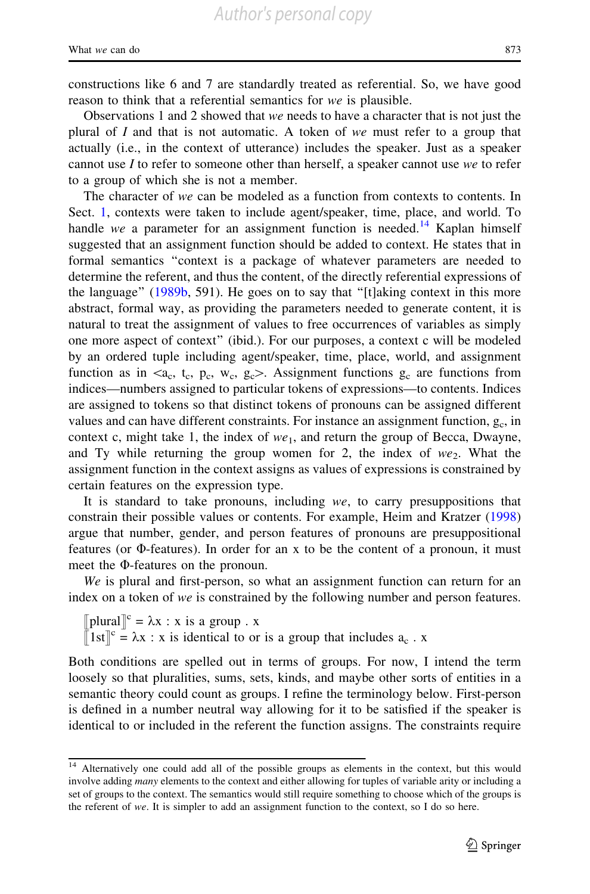constructions like 6 and 7 are standardly treated as referential. So, we have good reason to think that a referential semantics for *we* is plausible.

Observations 1 and 2 showed that *we* needs to have a character that is not just the plural of *I* and that is not automatic. A token of *we* must refer to a group that actually (i.e., in the context of utterance) includes the speaker. Just as a speaker cannot use *I* to refer to someone other than herself, a speaker cannot use *we* to refer to a group of which she is not a member.

The character of *we* can be modeled as a function from contexts to contents. In Sect. 1, contexts were taken to include agent/speaker, time, place, and world. To handle *we* a parameter for an assignment function is needed.[14] Kaplan himself suggested that an assignment function should be added to context. He states that in formal semantics "context is a package of whatever parameters are needed to determine the referent, and thus the content, of the directly referential expressions of the language" (1989b, 591). He goes on to say that "[t]aking context in this more abstract, formal way, as providing the parameters needed to generate content, it is natural to treat the assignment of values to free occurrences of variables as simply one more aspect of context" (ibid.). For our purposes, a context c will be modeled by an ordered tuple including agent/speaker, time, place, world, and assignment function as in $<a_c, t_c, p_c, w_c, g_c>$. Assignment functions $g_c$ are functions from indices—numbers assigned to particular tokens of expressions—to contents. Indices are assigned to tokens so that distinct tokens of pronouns can be assigned different values and can have different constraints. For instance an assignment function, $g_c$, in context c, might take 1, the index of *we*$_1$, and return the group of Becca, Dwayne, and Ty while returning the group women for 2, the index of *we*$_2$. What the assignment function in the context assigns as values of expressions is constrained by certain features on the expression type.

It is standard to take pronouns, including *we*, to carry presuppositions that constrain their possible values or contents. For example, Heim and Kratzer (1998) argue that number, gender, and person features of pronouns are presuppositional features (or Φ-features). In order for an x to be the content of a pronoun, it must meet the Φ-features on the pronoun.

*We* is plural and first-person, so what an assignment function can return for an index on a token of *we* is constrained by the following number and person features.

$$[\![\text{plural}]\!]^c = \lambda x : x \text{ is a group} . \ x$$
$$[\![\text{1st}]\!]^c = \lambda x : x \text{ is identical to or is a group that includes } a_c . \ x$$

Both conditions are spelled out in terms of groups. For now, I intend the term loosely so that pluralities, sums, sets, kinds, and maybe other sorts of entities in a semantic theory could count as groups. I refine the terminology below. First-person is defined in a number neutral way allowing for it to be satisfied if the speaker is identical to or included in the referent the function assigns. The constraints require

---

[14] Alternatively one could add all of the possible groups as elements in the context, but this would involve adding *many* elements to the context and either allowing for tuples of variable arity or including a set of groups to the context. The semantics would still require something to choose which of the groups is the referent of *we*. It is simpler to add an assignment function to the context, so I do so here.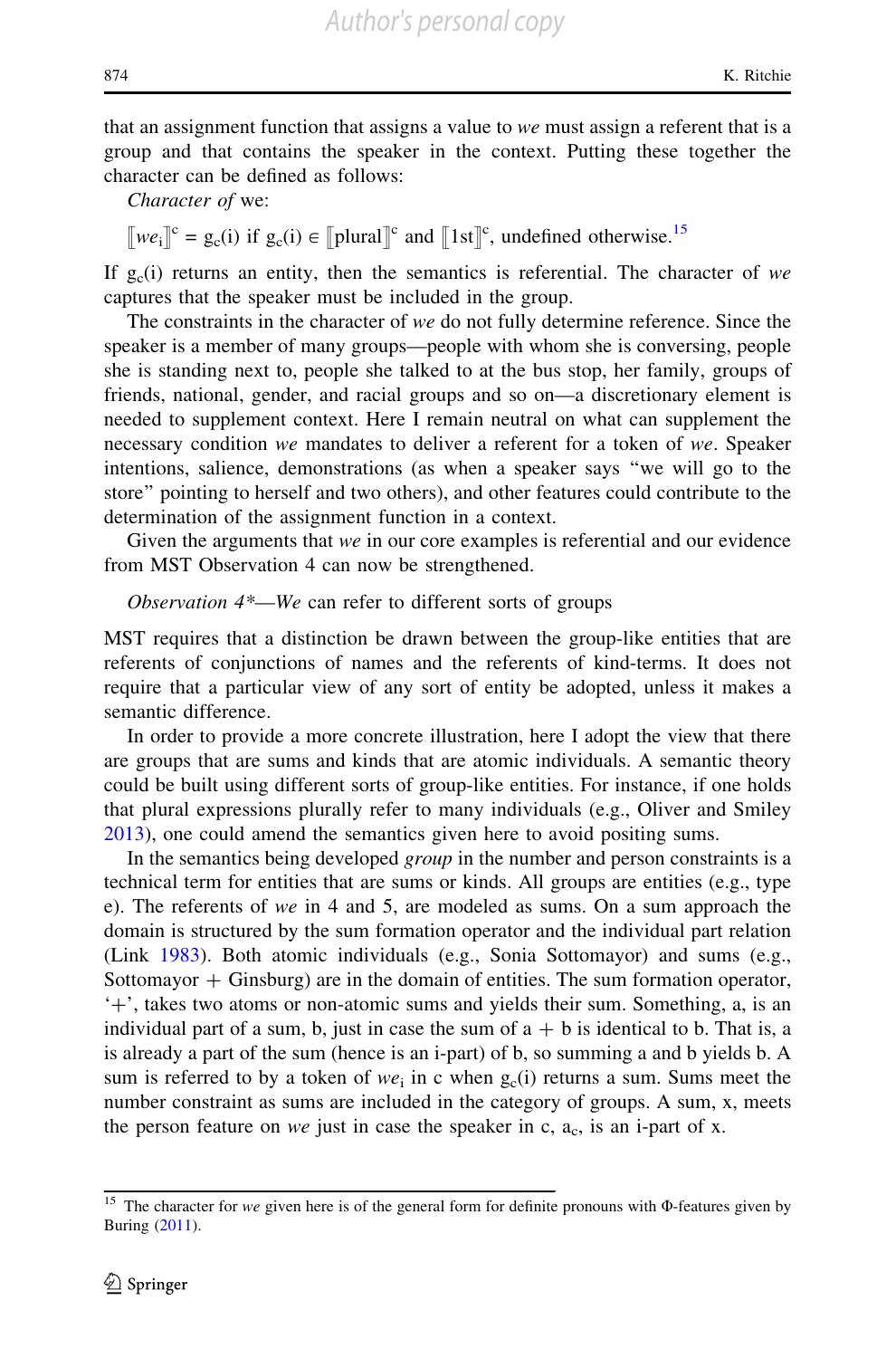that an assignment function that assigns a value to *we* must assign a referent that is a group and that contains the speaker in the context. Putting these together the character can be defined as follows:

*Character of* we:

$[\![we_i]\!]^c = g_c(i)$ if $g_c(i) \in [\![\text{plural}]\!]^c$ and $[\![1\text{st}]\!]^c$, undefined otherwise.[15]

If $g_c(i)$ returns an entity, then the semantics is referential. The character of *we* captures that the speaker must be included in the group.

The constraints in the character of *we* do not fully determine reference. Since the speaker is a member of many groups—people with whom she is conversing, people she is standing next to, people she talked to at the bus stop, her family, groups of friends, national, gender, and racial groups and so on—a discretionary element is needed to supplement context. Here I remain neutral on what can supplement the necessary condition *we* mandates to deliver a referent for a token of *we*. Speaker intentions, salience, demonstrations (as when a speaker says "we will go to the store" pointing to herself and two others), and other features could contribute to the determination of the assignment function in a context.

Given the arguments that *we* in our core examples is referential and our evidence from MST Observation 4 can now be strengthened.

*Observation 4\*—We* can refer to different sorts of groups

MST requires that a distinction be drawn between the group-like entities that are referents of conjunctions of names and the referents of kind-terms. It does not require that a particular view of any sort of entity be adopted, unless it makes a semantic difference.

In order to provide a more concrete illustration, here I adopt the view that there are groups that are sums and kinds that are atomic individuals. A semantic theory could be built using different sorts of group-like entities. For instance, if one holds that plural expressions plurally refer to many individuals (e.g., Oliver and Smiley 2013), one could amend the semantics given here to avoid positing sums.

In the semantics being developed *group* in the number and person constraints is a technical term for entities that are sums or kinds. All groups are entities (e.g., type e). The referents of *we* in 4 and 5, are modeled as sums. On a sum approach the domain is structured by the sum formation operator and the individual part relation (Link 1983). Both atomic individuals (e.g., Sonia Sottomayor) and sums (e.g., Sottomayor + Ginsburg) are in the domain of entities. The sum formation operator, '+', takes two atoms or non-atomic sums and yields their sum. Something, a, is an individual part of a sum, b, just in case the sum of a + b is identical to b. That is, a is already a part of the sum (hence is an i-part) of b, so summing a and b yields b. A sum is referred to by a token of $we_i$ in c when $g_c(i)$ returns a sum. Sums meet the number constraint as sums are included in the category of groups. A sum, x, meets the person feature on *we* just in case the speaker in c, $a_c$, is an i-part of x.

---

[15] The character for *we* given here is of the general form for definite pronouns with Φ-features given by Buring (2011).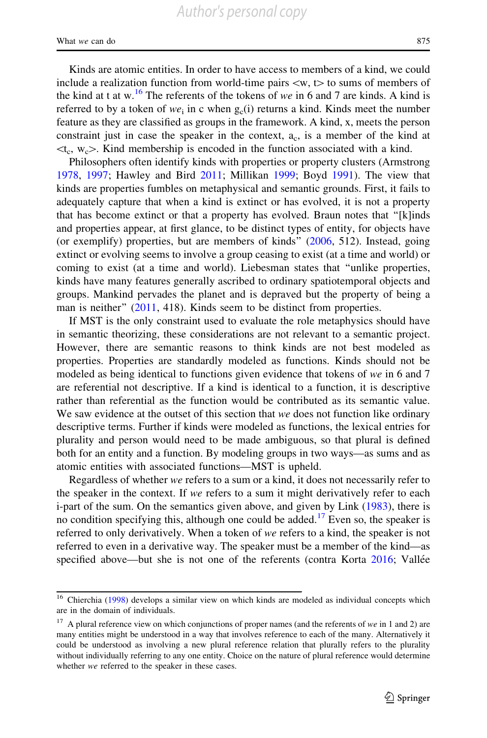Kinds are atomic entities. In order to have access to members of a kind, we could include a realization function from world-time pairs <w, t> to sums of members of the kind at t at w.[16] The referents of the tokens of *we* in 6 and 7 are kinds. A kind is referred to by a token of $we_i$ in c when $g_c(i)$ returns a kind. Kinds meet the number feature as they are classified as groups in the framework. A kind, x, meets the person constraint just in case the speaker in the context, $a_c$, is a member of the kind at $<t_c, w_c>$. Kind membership is encoded in the function associated with a kind.

Philosophers often identify kinds with properties or property clusters (Armstrong 1978, 1997; Hawley and Bird 2011; Millikan 1999; Boyd 1991). The view that kinds are properties fumbles on metaphysical and semantic grounds. First, it fails to adequately capture that when a kind is extinct or has evolved, it is not a property that has become extinct or that a property has evolved. Braun notes that "[k]inds and properties appear, at first glance, to be distinct types of entity, for objects have (or exemplify) properties, but are members of kinds" (2006, 512). Instead, going extinct or evolving seems to involve a group ceasing to exist (at a time and world) or coming to exist (at a time and world). Liebesman states that "unlike properties, kinds have many features generally ascribed to ordinary spatiotemporal objects and groups. Mankind pervades the planet and is depraved but the property of being a man is neither" (2011, 418). Kinds seem to be distinct from properties.

If MST is the only constraint used to evaluate the role metaphysics should have in semantic theorizing, these considerations are not relevant to a semantic project. However, there are semantic reasons to think kinds are not best modeled as properties. Properties are standardly modeled as functions. Kinds should not be modeled as being identical to functions given evidence that tokens of *we* in 6 and 7 are referential not descriptive. If a kind is identical to a function, it is descriptive rather than referential as the function would be contributed as its semantic value. We saw evidence at the outset of this section that *we* does not function like ordinary descriptive terms. Further if kinds were modeled as functions, the lexical entries for plurality and person would need to be made ambiguous, so that plural is defined both for an entity and a function. By modeling groups in two ways—as sums and as atomic entities with associated functions—MST is upheld.

Regardless of whether *we* refers to a sum or a kind, it does not necessarily refer to the speaker in the context. If *we* refers to a sum it might derivatively refer to each i-part of the sum. On the semantics given above, and given by Link (1983), there is no condition specifying this, although one could be added.[17] Even so, the speaker is referred to only derivatively. When a token of *we* refers to a kind, the speaker is not referred to even in a derivative way. The speaker must be a member of the kind—as specified above—but she is not one of the referents (contra Korta 2016; Vallée

---

[16] Chierchia (1998) develops a similar view on which kinds are modeled as individual concepts which are in the domain of individuals.

[17] A plural reference view on which conjunctions of proper names (and the referents of *we* in 1 and 2) are many entities might be understood in a way that involves reference to each of the many. Alternatively it could be understood as involving a new plural reference relation that plurally refers to the plurality without individually referring to any one entity. Choice on the nature of plural reference would determine whether *we* referred to the speaker in these cases.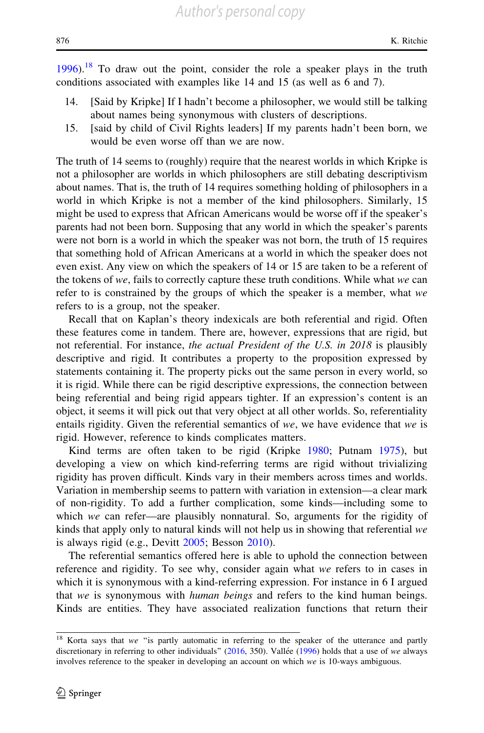1996).[18] To draw out the point, consider the role a speaker plays in the truth conditions associated with examples like 14 and 15 (as well as 6 and 7).

14. [Said by Kripke] If I hadn't become a philosopher, we would still be talking about names being synonymous with clusters of descriptions.
15. [said by child of Civil Rights leaders] If my parents hadn't been born, we would be even worse off than we are now.

The truth of 14 seems to (roughly) require that the nearest worlds in which Kripke is not a philosopher are worlds in which philosophers are still debating descriptivism about names. That is, the truth of 14 requires something holding of philosophers in a world in which Kripke is not a member of the kind philosophers. Similarly, 15 might be used to express that African Americans would be worse off if the speaker's parents had not been born. Supposing that any world in which the speaker's parents were not born is a world in which the speaker was not born, the truth of 15 requires that something hold of African Americans at a world in which the speaker does not even exist. Any view on which the speakers of 14 or 15 are taken to be a referent of the tokens of *we*, fails to correctly capture these truth conditions. While what *we* can refer to is constrained by the groups of which the speaker is a member, what *we* refers to is a group, not the speaker.

Recall that on Kaplan's theory indexicals are both referential and rigid. Often these features come in tandem. There are, however, expressions that are rigid, but not referential. For instance, *the actual President of the U.S. in 2018* is plausibly descriptive and rigid. It contributes a property to the proposition expressed by statements containing it. The property picks out the same person in every world, so it is rigid. While there can be rigid descriptive expressions, the connection between being referential and being rigid appears tighter. If an expression's content is an object, it seems it will pick out that very object at all other worlds. So, referentiality entails rigidity. Given the referential semantics of *we*, we have evidence that *we* is rigid. However, reference to kinds complicates matters.

Kind terms are often taken to be rigid (Kripke 1980; Putnam 1975), but developing a view on which kind-referring terms are rigid without trivializing rigidity has proven difficult. Kinds vary in their members across times and worlds. Variation in membership seems to pattern with variation in extension—a clear mark of non-rigidity. To add a further complication, some kinds—including some to which *we* can refer—are plausibly nonnatural. So, arguments for the rigidity of kinds that apply only to natural kinds will not help us in showing that referential *we* is always rigid (e.g., Devitt 2005; Besson 2010).

The referential semantics offered here is able to uphold the connection between reference and rigidity. To see why, consider again what *we* refers to in cases in which it is synonymous with a kind-referring expression. For instance in 6 I argued that *we* is synonymous with *human beings* and refers to the kind human beings. Kinds are entities. They have associated realization functions that return their

[18] Korta says that *we* "is partly automatic in referring to the speaker of the utterance and partly discretionary in referring to other individuals" (2016, 350). Vallée (1996) holds that a use of *we* always involves reference to the speaker in developing an account on which *we* is 10-ways ambiguous.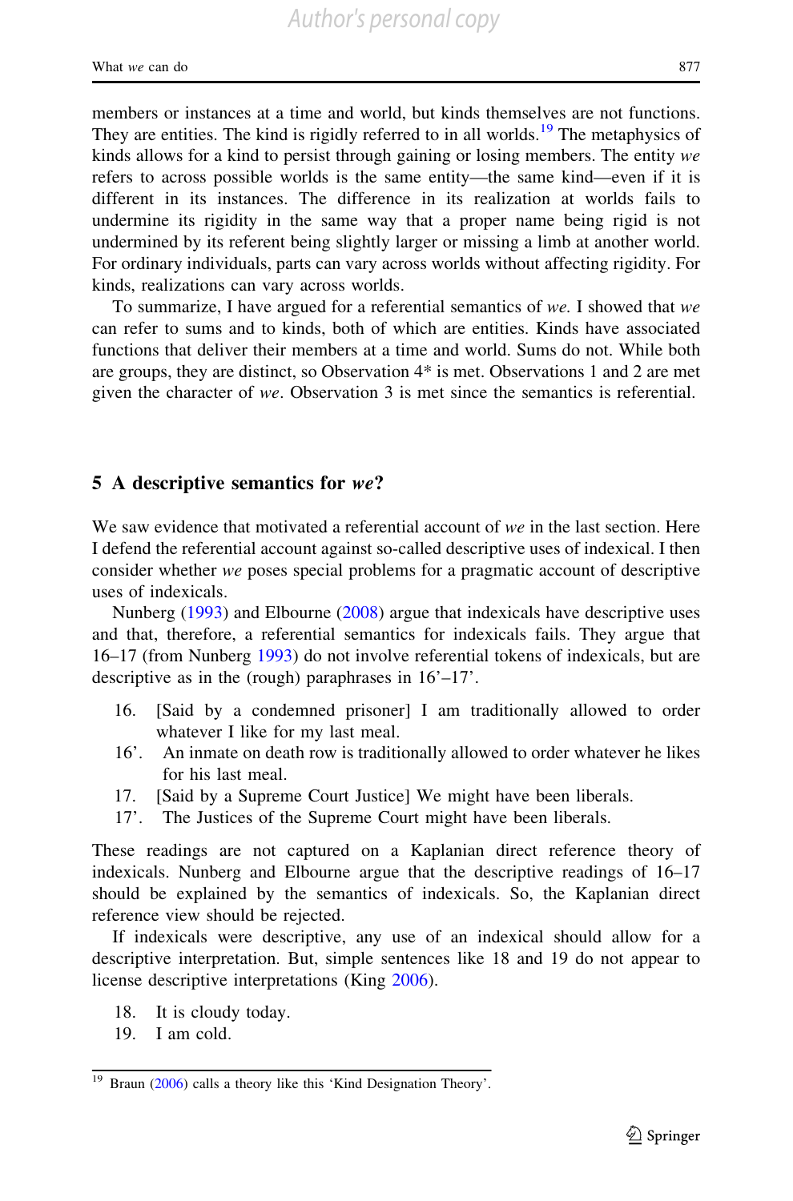members or instances at a time and world, but kinds themselves are not functions. They are entities. The kind is rigidly referred to in all worlds.[19] The metaphysics of kinds allows for a kind to persist through gaining or losing members. The entity *we* refers to across possible worlds is the same entity—the same kind—even if it is different in its instances. The difference in its realization at worlds fails to undermine its rigidity in the same way that a proper name being rigid is not undermined by its referent being slightly larger or missing a limb at another world. For ordinary individuals, parts can vary across worlds without affecting rigidity. For kinds, realizations can vary across worlds.

To summarize, I have argued for a referential semantics of *we.* I showed that *we* can refer to sums and to kinds, both of which are entities. Kinds have associated functions that deliver their members at a time and world. Sums do not. While both are groups, they are distinct, so Observation 4* is met. Observations 1 and 2 are met given the character of *we*. Observation 3 is met since the semantics is referential.

## 5 A descriptive semantics for *we*?

We saw evidence that motivated a referential account of *we* in the last section. Here I defend the referential account against so-called descriptive uses of indexical. I then consider whether *we* poses special problems for a pragmatic account of descriptive uses of indexicals.

Nunberg (1993) and Elbourne (2008) argue that indexicals have descriptive uses and that, therefore, a referential semantics for indexicals fails. They argue that 16–17 (from Nunberg 1993) do not involve referential tokens of indexicals, but are descriptive as in the (rough) paraphrases in 16'–17'.

16. [Said by a condemned prisoner] I am traditionally allowed to order whatever I like for my last meal.
16'. An inmate on death row is traditionally allowed to order whatever he likes for his last meal.
17. [Said by a Supreme Court Justice] We might have been liberals.
17'. The Justices of the Supreme Court might have been liberals.

These readings are not captured on a Kaplanian direct reference theory of indexicals. Nunberg and Elbourne argue that the descriptive readings of 16–17 should be explained by the semantics of indexicals. So, the Kaplanian direct reference view should be rejected.

If indexicals were descriptive, any use of an indexical should allow for a descriptive interpretation. But, simple sentences like 18 and 19 do not appear to license descriptive interpretations (King 2006).

18. It is cloudy today.
19. I am cold.

[19] Braun (2006) calls a theory like this 'Kind Designation Theory'.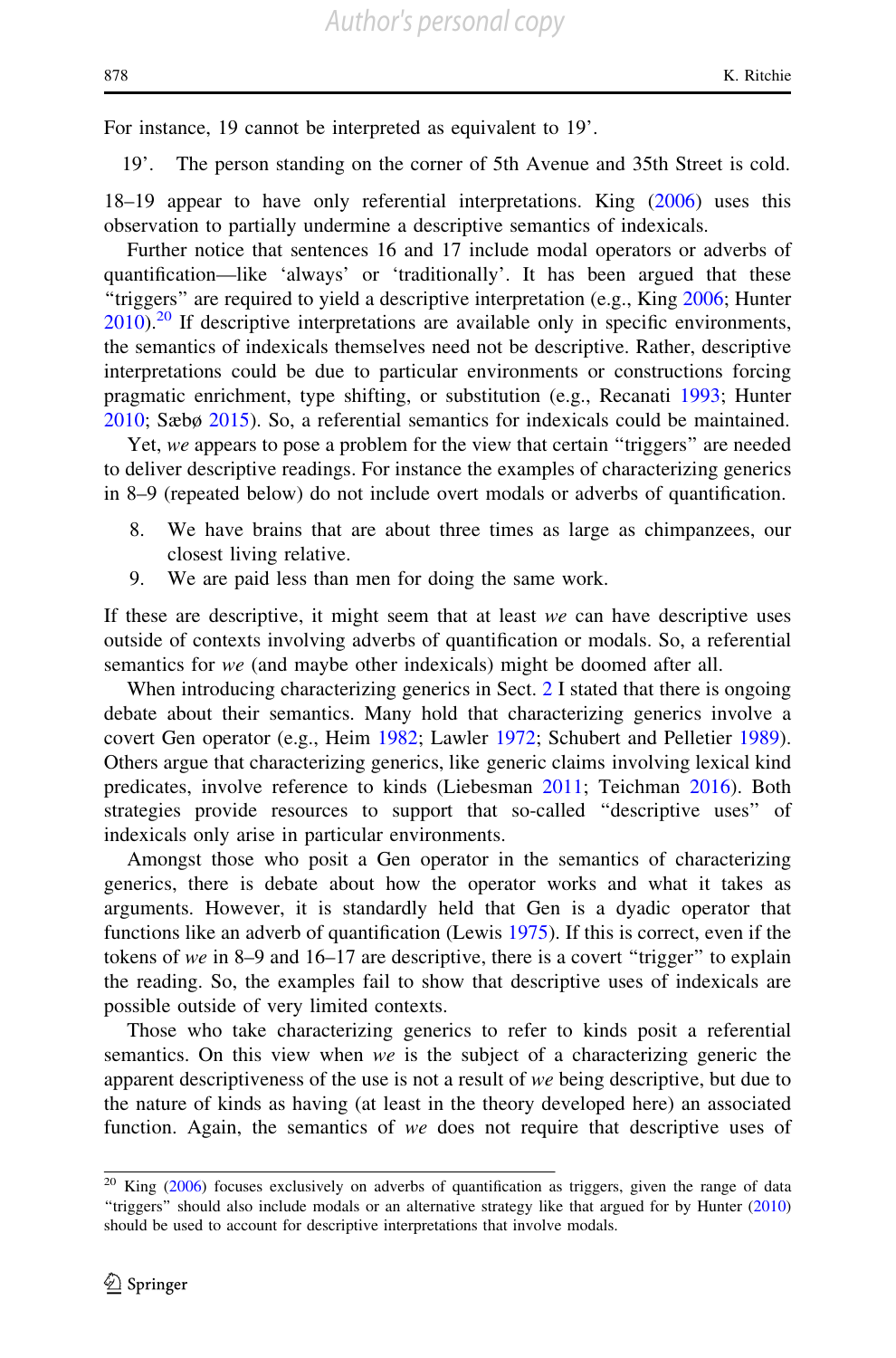For instance, 19 cannot be interpreted as equivalent to 19'.

19'. The person standing on the corner of 5th Avenue and 35th Street is cold.

18–19 appear to have only referential interpretations. King (2006) uses this observation to partially undermine a descriptive semantics of indexicals.

Further notice that sentences 16 and 17 include modal operators or adverbs of quantification—like 'always' or 'traditionally'. It has been argued that these "triggers" are required to yield a descriptive interpretation (e.g., King 2006; Hunter 2010).[20] If descriptive interpretations are available only in specific environments, the semantics of indexicals themselves need not be descriptive. Rather, descriptive interpretations could be due to particular environments or constructions forcing pragmatic enrichment, type shifting, or substitution (e.g., Recanati 1993; Hunter 2010; Sæbø 2015). So, a referential semantics for indexicals could be maintained.

Yet, *we* appears to pose a problem for the view that certain "triggers" are needed to deliver descriptive readings. For instance the examples of characterizing generics in 8–9 (repeated below) do not include overt modals or adverbs of quantification.

8. We have brains that are about three times as large as chimpanzees, our closest living relative.
9. We are paid less than men for doing the same work.

If these are descriptive, it might seem that at least *we* can have descriptive uses outside of contexts involving adverbs of quantification or modals. So, a referential semantics for *we* (and maybe other indexicals) might be doomed after all.

When introducing characterizing generics in Sect. 2 I stated that there is ongoing debate about their semantics. Many hold that characterizing generics involve a covert Gen operator (e.g., Heim 1982; Lawler 1972; Schubert and Pelletier 1989). Others argue that characterizing generics, like generic claims involving lexical kind predicates, involve reference to kinds (Liebesman 2011; Teichman 2016). Both strategies provide resources to support that so-called "descriptive uses" of indexicals only arise in particular environments.

Amongst those who posit a Gen operator in the semantics of characterizing generics, there is debate about how the operator works and what it takes as arguments. However, it is standardly held that Gen is a dyadic operator that functions like an adverb of quantification (Lewis 1975). If this is correct, even if the tokens of *we* in 8–9 and 16–17 are descriptive, there is a covert "trigger" to explain the reading. So, the examples fail to show that descriptive uses of indexicals are possible outside of very limited contexts.

Those who take characterizing generics to refer to kinds posit a referential semantics. On this view when *we* is the subject of a characterizing generic the apparent descriptiveness of the use is not a result of *we* being descriptive, but due to the nature of kinds as having (at least in the theory developed here) an associated function. Again, the semantics of *we* does not require that descriptive uses of

[20] King (2006) focuses exclusively on adverbs of quantification as triggers, given the range of data "triggers" should also include modals or an alternative strategy like that argued for by Hunter (2010) should be used to account for descriptive interpretations that involve modals.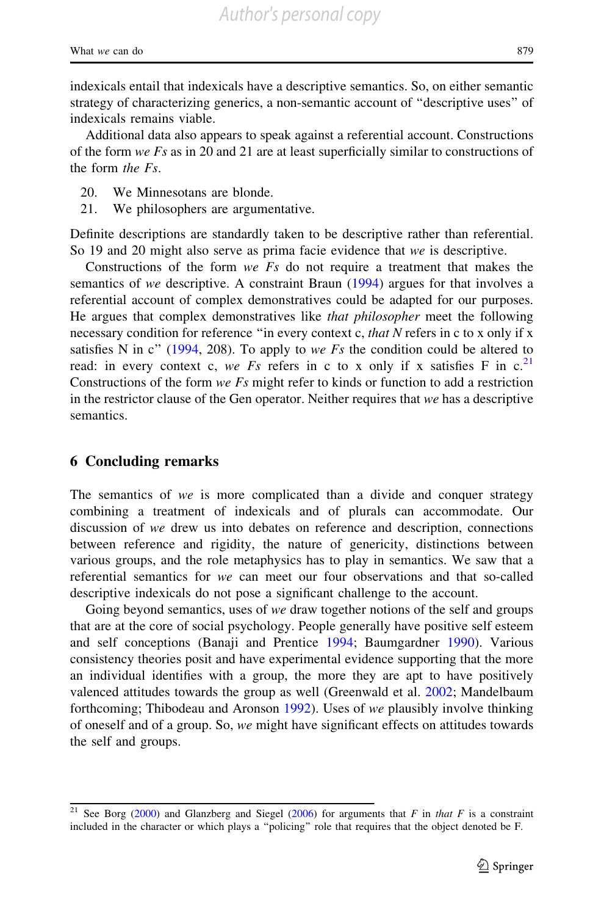indexicals entail that indexicals have a descriptive semantics. So, on either semantic strategy of characterizing generics, a non-semantic account of "descriptive uses" of indexicals remains viable.

Additional data also appears to speak against a referential account. Constructions of the form *we Fs* as in 20 and 21 are at least superficially similar to constructions of the form *the Fs*.

20. We Minnesotans are blonde.
21. We philosophers are argumentative.

Definite descriptions are standardly taken to be descriptive rather than referential. So 19 and 20 might also serve as prima facie evidence that *we* is descriptive.

Constructions of the form *we Fs* do not require a treatment that makes the semantics of *we* descriptive. A constraint Braun (1994) argues for that involves a referential account of complex demonstratives could be adapted for our purposes. He argues that complex demonstratives like *that philosopher* meet the following necessary condition for reference "in every context c, *that N* refers in c to x only if x satisfies N in c" (1994, 208). To apply to *we Fs* the condition could be altered to read: in every context c, *we Fs* refers in c to x only if x satisfies F in c.[21] Constructions of the form *we Fs* might refer to kinds or function to add a restriction in the restrictor clause of the Gen operator. Neither requires that *we* has a descriptive semantics.

## 6 Concluding remarks

The semantics of *we* is more complicated than a divide and conquer strategy combining a treatment of indexicals and of plurals can accommodate. Our discussion of *we* drew us into debates on reference and description, connections between reference and rigidity, the nature of genericity, distinctions between various groups, and the role metaphysics has to play in semantics. We saw that a referential semantics for *we* can meet our four observations and that so-called descriptive indexicals do not pose a significant challenge to the account.

Going beyond semantics, uses of *we* draw together notions of the self and groups that are at the core of social psychology. People generally have positive self esteem and self conceptions (Banaji and Prentice 1994; Baumgardner 1990). Various consistency theories posit and have experimental evidence supporting that the more an individual identifies with a group, the more they are apt to have positively valenced attitudes towards the group as well (Greenwald et al. 2002; Mandelbaum forthcoming; Thibodeau and Aronson 1992). Uses of *we* plausibly involve thinking of oneself and of a group. So, *we* might have significant effects on attitudes towards the self and groups.

[21] See Borg (2000) and Glanzberg and Siegel (2006) for arguments that *F* in *that F* is a constraint included in the character or which plays a "policing" role that requires that the object denoted be F.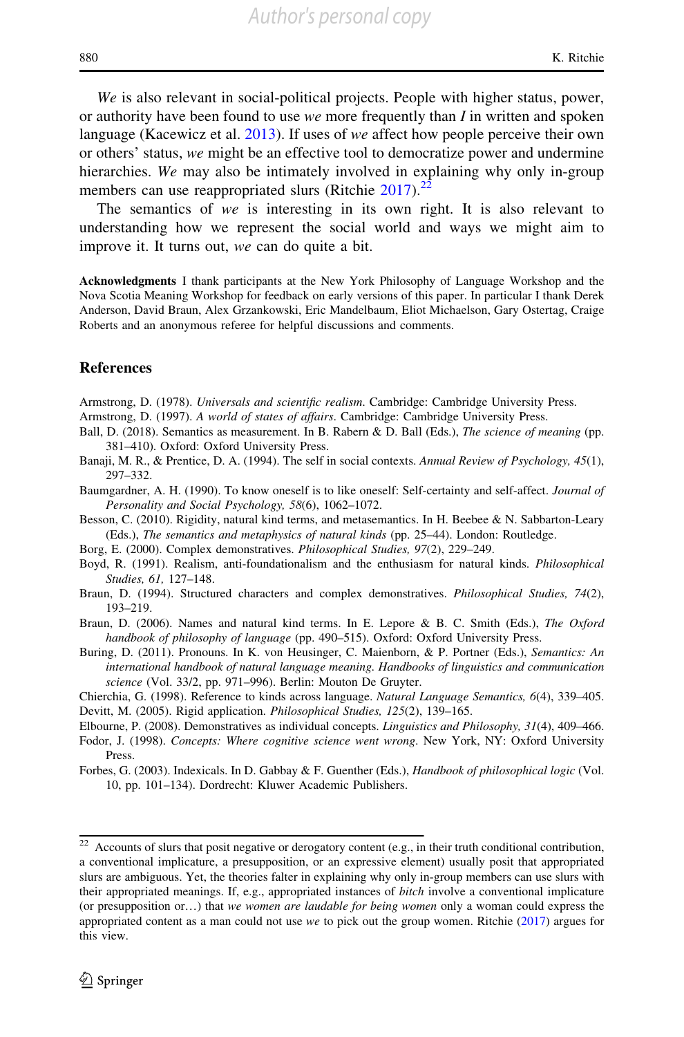*We* is also relevant in social-political projects. People with higher status, power, or authority have been found to use *we* more frequently than *I* in written and spoken language (Kacewicz et al. 2013). If uses of *we* affect how people perceive their own or others' status, *we* might be an effective tool to democratize power and undermine hierarchies. *We* may also be intimately involved in explaining why only in-group members can use reappropriated slurs (Ritchie 2017).[22]

The semantics of *we* is interesting in its own right. It is also relevant to understanding how we represent the social world and ways we might aim to improve it. It turns out, *we* can do quite a bit.

**Acknowledgments** I thank participants at the New York Philosophy of Language Workshop and the Nova Scotia Meaning Workshop for feedback on early versions of this paper. In particular I thank Derek Anderson, David Braun, Alex Grzankowski, Eric Mandelbaum, Eliot Michaelson, Gary Ostertag, Craige Roberts and an anonymous referee for helpful discussions and comments.

## References

Armstrong, D. (1978). *Universals and scientific realism*. Cambridge: Cambridge University Press.

Armstrong, D. (1997). *A world of states of affairs*. Cambridge: Cambridge University Press.

Ball, D. (2018). Semantics as measurement. In B. Rabern & D. Ball (Eds.), *The science of meaning* (pp. 381–410). Oxford: Oxford University Press.

Banaji, M. R., & Prentice, D. A. (1994). The self in social contexts. *Annual Review of Psychology, 45*(1), 297–332.

Baumgardner, A. H. (1990). To know oneself is to like oneself: Self-certainty and self-affect. *Journal of Personality and Social Psychology, 58*(6), 1062–1072.

Besson, C. (2010). Rigidity, natural kind terms, and metasemantics. In H. Beebee & N. Sabbarton-Leary (Eds.), *The semantics and metaphysics of natural kinds* (pp. 25–44). London: Routledge.

Borg, E. (2000). Complex demonstratives. *Philosophical Studies, 97*(2), 229–249.

Boyd, R. (1991). Realism, anti-foundationalism and the enthusiasm for natural kinds. *Philosophical Studies, 61,* 127–148.

Braun, D. (1994). Structured characters and complex demonstratives. *Philosophical Studies, 74*(2), 193–219.

Braun, D. (2006). Names and natural kind terms. In E. Lepore & B. C. Smith (Eds.), *The Oxford handbook of philosophy of language* (pp. 490–515). Oxford: Oxford University Press.

Buring, D. (2011). Pronouns. In K. von Heusinger, C. Maienborn, & P. Portner (Eds.), *Semantics: An international handbook of natural language meaning. Handbooks of linguistics and communication science* (Vol. 33/2, pp. 971–996). Berlin: Mouton De Gruyter.

Chierchia, G. (1998). Reference to kinds across language. *Natural Language Semantics, 6*(4), 339–405.

Devitt, M. (2005). Rigid application. *Philosophical Studies, 125*(2), 139–165.

Elbourne, P. (2008). Demonstratives as individual concepts. *Linguistics and Philosophy, 31*(4), 409–466.

Fodor, J. (1998). *Concepts: Where cognitive science went wrong*. New York, NY: Oxford University Press.

Forbes, G. (2003). Indexicals. In D. Gabbay & F. Guenther (Eds.), *Handbook of philosophical logic* (Vol. 10, pp. 101–134). Dordrecht: Kluwer Academic Publishers.

---

[22] Accounts of slurs that posit negative or derogatory content (e.g., in their truth conditional contribution, a conventional implicature, a presupposition, or an expressive element) usually posit that appropriated slurs are ambiguous. Yet, the theories falter in explaining why only in-group members can use slurs with their appropriated meanings. If, e.g., appropriated instances of *bitch* involve a conventional implicature (or presupposition or…) that *we women are laudable for being women* only a woman could express the appropriated content as a man could not use *we* to pick out the group women. Ritchie (2017) argues for this view.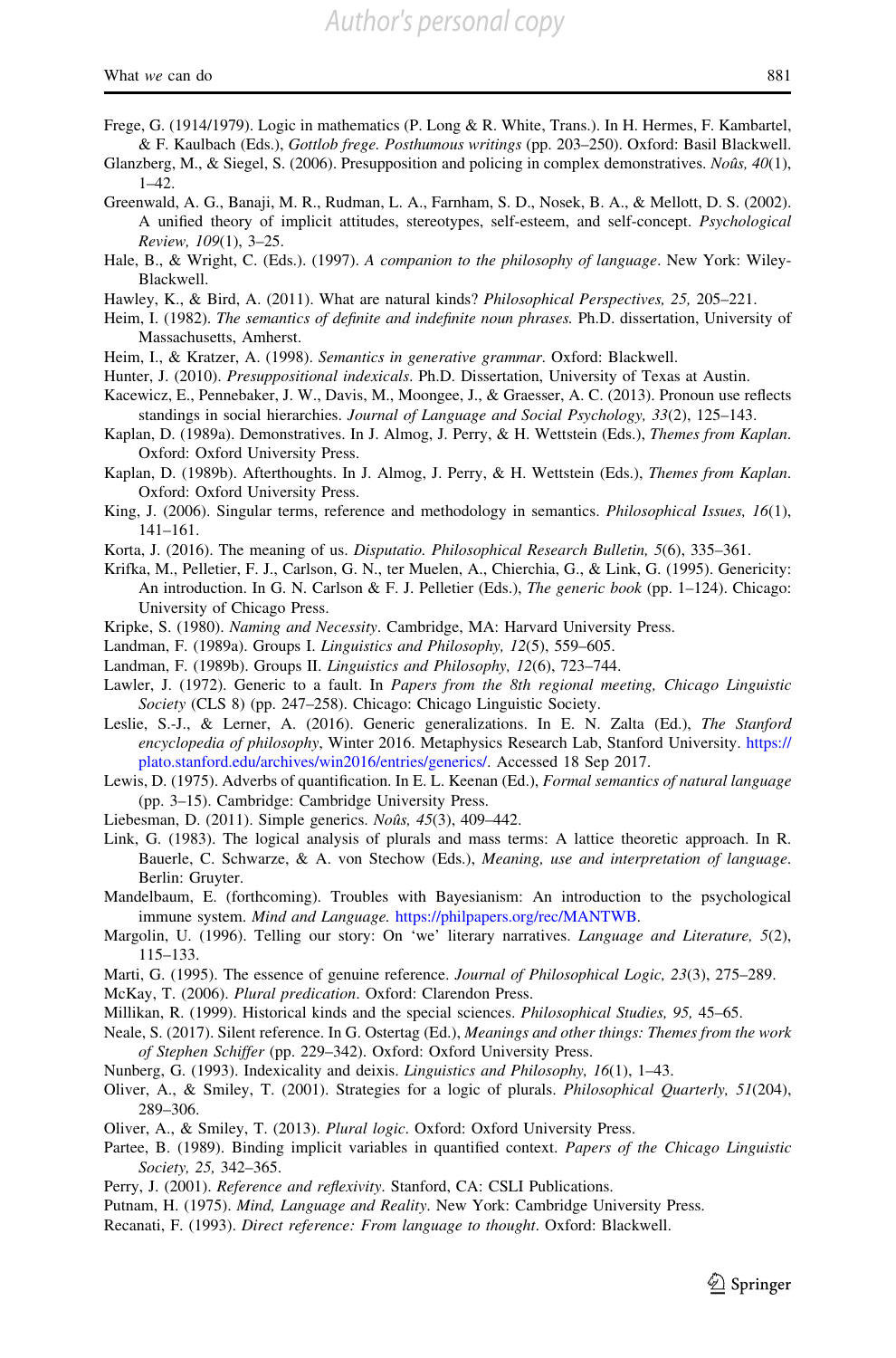Frege, G. (1914/1979). Logic in mathematics (P. Long & R. White, Trans.). In H. Hermes, F. Kambartel, & F. Kaulbach (Eds.), *Gottlob frege. Posthumous writings* (pp. 203–250). Oxford: Basil Blackwell.

Glanzberg, M., & Siegel, S. (2006). Presupposition and policing in complex demonstratives. *Noûs, 40*(1), 1–42.

Greenwald, A. G., Banaji, M. R., Rudman, L. A., Farnham, S. D., Nosek, B. A., & Mellott, D. S. (2002). A unified theory of implicit attitudes, stereotypes, self-esteem, and self-concept. *Psychological Review, 109*(1), 3–25.

Hale, B., & Wright, C. (Eds.). (1997). *A companion to the philosophy of language*. New York: Wiley-Blackwell.

Hawley, K., & Bird, A. (2011). What are natural kinds? *Philosophical Perspectives, 25,* 205–221.

Heim, I. (1982). *The semantics of definite and indefinite noun phrases.* Ph.D. dissertation, University of Massachusetts, Amherst.

Heim, I., & Kratzer, A. (1998). *Semantics in generative grammar*. Oxford: Blackwell.

Hunter, J. (2010). *Presuppositional indexicals*. Ph.D. Dissertation, University of Texas at Austin.

Kacewicz, E., Pennebaker, J. W., Davis, M., Moongee, J., & Graesser, A. C. (2013). Pronoun use reflects standings in social hierarchies. *Journal of Language and Social Psychology, 33*(2), 125–143.

Kaplan, D. (1989a). Demonstratives. In J. Almog, J. Perry, & H. Wettstein (Eds.), *Themes from Kaplan*. Oxford: Oxford University Press.

Kaplan, D. (1989b). Afterthoughts. In J. Almog, J. Perry, & H. Wettstein (Eds.), *Themes from Kaplan*. Oxford: Oxford University Press.

King, J. (2006). Singular terms, reference and methodology in semantics. *Philosophical Issues, 16*(1), 141–161.

Korta, J. (2016). The meaning of us. *Disputatio. Philosophical Research Bulletin, 5*(6), 335–361.

Krifka, M., Pelletier, F. J., Carlson, G. N., ter Muelen, A., Chierchia, G., & Link, G. (1995). Genericity: An introduction. In G. N. Carlson & F. J. Pelletier (Eds.), *The generic book* (pp. 1–124). Chicago: University of Chicago Press.

Kripke, S. (1980). *Naming and Necessity*. Cambridge, MA: Harvard University Press.

Landman, F. (1989a). Groups I. *Linguistics and Philosophy, 12*(5), 559–605.

Landman, F. (1989b). Groups II. *Linguistics and Philosophy, 12*(6), 723–744.

Lawler, J. (1972). Generic to a fault. In *Papers from the 8th regional meeting, Chicago Linguistic Society* (CLS 8) (pp. 247–258). Chicago: Chicago Linguistic Society.

Leslie, S.-J., & Lerner, A. (2016). Generic generalizations. In E. N. Zalta (Ed.), *The Stanford encyclopedia of philosophy*, Winter 2016. Metaphysics Research Lab, Stanford University. https://plato.stanford.edu/archives/win2016/entries/generics/. Accessed 18 Sep 2017.

Lewis, D. (1975). Adverbs of quantification. In E. L. Keenan (Ed.), *Formal semantics of natural language* (pp. 3–15). Cambridge: Cambridge University Press.

Liebesman, D. (2011). Simple generics. *Noûs, 45*(3), 409–442.

Link, G. (1983). The logical analysis of plurals and mass terms: A lattice theoretic approach. In R. Bauerle, C. Schwarze, & A. von Stechow (Eds.), *Meaning, use and interpretation of language*. Berlin: Gruyter.

Mandelbaum, E. (forthcoming). Troubles with Bayesianism: An introduction to the psychological immune system. *Mind and Language.* https://philpapers.org/rec/MANTWB.

Margolin, U. (1996). Telling our story: On 'we' literary narratives. *Language and Literature, 5*(2), 115–133.

Marti, G. (1995). The essence of genuine reference. *Journal of Philosophical Logic, 23*(3), 275–289.

McKay, T. (2006). *Plural predication*. Oxford: Clarendon Press.

Millikan, R. (1999). Historical kinds and the special sciences. *Philosophical Studies, 95,* 45–65.

Neale, S. (2017). Silent reference. In G. Ostertag (Ed.), *Meanings and other things: Themes from the work of Stephen Schiffer* (pp. 229–342). Oxford: Oxford University Press.

Nunberg, G. (1993). Indexicality and deixis. *Linguistics and Philosophy, 16*(1), 1–43.

Oliver, A., & Smiley, T. (2001). Strategies for a logic of plurals. *Philosophical Quarterly, 51*(204), 289–306.

Oliver, A., & Smiley, T. (2013). *Plural logic*. Oxford: Oxford University Press.

Partee, B. (1989). Binding implicit variables in quantified context. *Papers of the Chicago Linguistic Society, 25,* 342–365.

Perry, J. (2001). *Reference and reflexivity*. Stanford, CA: CSLI Publications.

Putnam, H. (1975). *Mind, Language and Reality*. New York: Cambridge University Press.

Recanati, F. (1993). *Direct reference: From language to thought*. Oxford: Blackwell.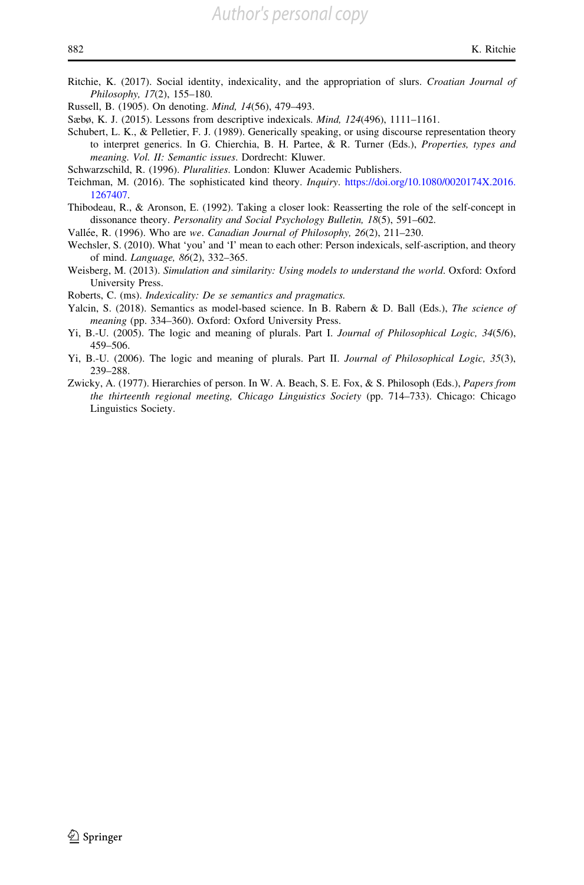Ritchie, K. (2017). Social identity, indexicality, and the appropriation of slurs. *Croatian Journal of Philosophy, 17*(2), 155–180.

Russell, B. (1905). On denoting. *Mind, 14*(56), 479–493.

Sæbø, K. J. (2015). Lessons from descriptive indexicals. *Mind, 124*(496), 1111–1161.

Schubert, L. K., & Pelletier, F. J. (1989). Generically speaking, or using discourse representation theory to interpret generics. In G. Chierchia, B. H. Partee, & R. Turner (Eds.), *Properties, types and meaning. Vol. II: Semantic issues*. Dordrecht: Kluwer.

Schwarzschild, R. (1996). *Pluralities*. London: Kluwer Academic Publishers.

Teichman, M. (2016). The sophisticated kind theory. *Inquiry*. https://doi.org/10.1080/0020174X.2016.1267407.

Thibodeau, R., & Aronson, E. (1992). Taking a closer look: Reasserting the role of the self-concept in dissonance theory. *Personality and Social Psychology Bulletin, 18*(5), 591–602.

Vallée, R. (1996). Who are *we*. *Canadian Journal of Philosophy, 26*(2), 211–230.

Wechsler, S. (2010). What 'you' and 'I' mean to each other: Person indexicals, self-ascription, and theory of mind. *Language, 86*(2), 332–365.

Weisberg, M. (2013). *Simulation and similarity: Using models to understand the world*. Oxford: Oxford University Press.

Roberts, C. (ms). *Indexicality: De se semantics and pragmatics.*

Yalcin, S. (2018). Semantics as model-based science. In B. Rabern & D. Ball (Eds.), *The science of meaning* (pp. 334–360). Oxford: Oxford University Press.

Yi, B.-U. (2005). The logic and meaning of plurals. Part I. *Journal of Philosophical Logic, 34*(5/6), 459–506.

Yi, B.-U. (2006). The logic and meaning of plurals. Part II. *Journal of Philosophical Logic, 35*(3), 239–288.

Zwicky, A. (1977). Hierarchies of person. In W. A. Beach, S. E. Fox, & S. Philosoph (Eds.), *Papers from the thirteenth regional meeting, Chicago Linguistics Society* (pp. 714–733). Chicago: Chicago Linguistics Society.